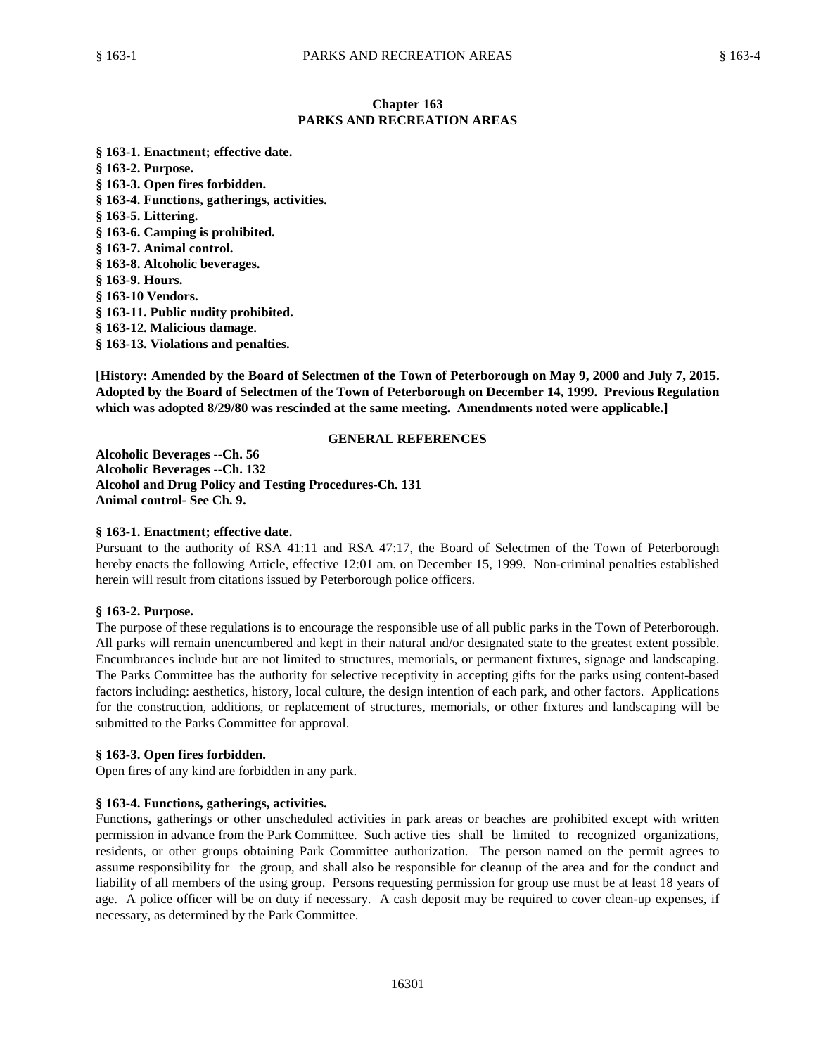# Chapter 163
# PARKS AND RECREATION AREAS

**§ 163-1. Enactment; effective date.**
**§ 163-2. Purpose.**
**§ 163-3. Open fires forbidden.**
**§ 163-4. Functions, gatherings, activities.**
**§ 163-5. Littering.**
**§ 163-6. Camping is prohibited.**
**§ 163-7. Animal control.**
**§ 163-8. Alcoholic beverages.**
**§ 163-9. Hours.**
**§ 163-10 Vendors.**
**§ 163-11. Public nudity prohibited.**
**§ 163-12. Malicious damage.**
**§ 163-13. Violations and penalties.**

**[History: Amended by the Board of Selectmen of the Town of Peterborough on May 9, 2000 and July 7, 2015. Adopted by the Board of Selectmen of the Town of Peterborough on December 14, 1999. Previous Regulation which was adopted 8/29/80 was rescinded at the same meeting. Amendments noted were applicable.]**

**GENERAL REFERENCES**

**Alcoholic Beverages --Ch. 56**
**Alcoholic Beverages --Ch. 132**
**Alcohol and Drug Policy and Testing Procedures-Ch. 131**
**Animal control- See Ch. 9.**

### § 163-1. Enactment; effective date.

Pursuant to the authority of RSA 41:11 and RSA 47:17, the Board of Selectmen of the Town of Peterborough hereby enacts the following Article, effective 12:01 am. on December 15, 1999. Non-criminal penalties established herein will result from citations issued by Peterborough police officers.

### § 163-2. Purpose.

The purpose of these regulations is to encourage the responsible use of all public parks in the Town of Peterborough. All parks will remain unencumbered and kept in their natural and/or designated state to the greatest extent possible. Encumbrances include but are not limited to structures, memorials, or permanent fixtures, signage and landscaping. The Parks Committee has the authority for selective receptivity in accepting gifts for the parks using content-based factors including: aesthetics, history, local culture, the design intention of each park, and other factors. Applications for the construction, additions, or replacement of structures, memorials, or other fixtures and landscaping will be submitted to the Parks Committee for approval.

### § 163-3. Open fires forbidden.

Open fires of any kind are forbidden in any park.

### § 163-4. Functions, gatherings, activities.

Functions, gatherings or other unscheduled activities in park areas or beaches are prohibited except with written permission in advance from the Park Committee. Such active ties shall be limited to recognized organizations, residents, or other groups obtaining Park Committee authorization. The person named on the permit agrees to assume responsibility for the group, and shall also be responsible for cleanup of the area and for the conduct and liability of all members of the using group. Persons requesting permission for group use must be at least 18 years of age. A police officer will be on duty if necessary. A cash deposit may be required to cover clean-up expenses, if necessary, as determined by the Park Committee.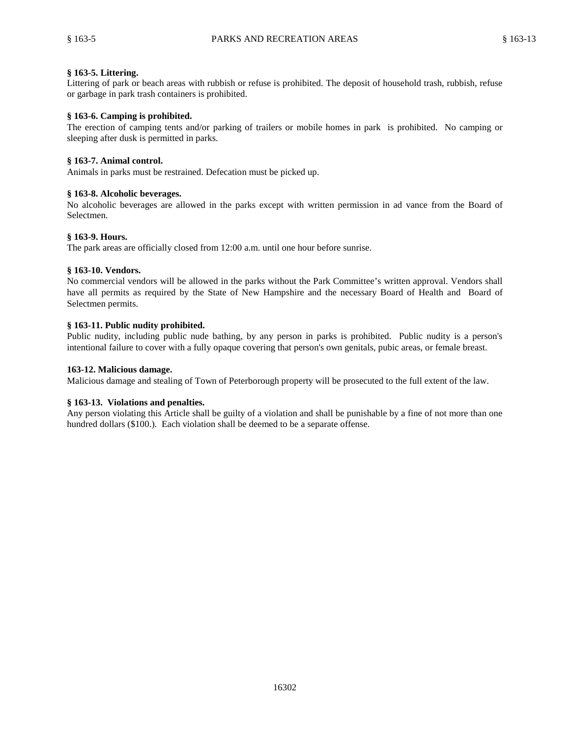### § 163-5. Littering.

Littering of park or beach areas with rubbish or refuse is prohibited. The deposit of household trash, rubbish, refuse or garbage in park trash containers is prohibited.

### § 163-6. Camping is prohibited.

The erection of camping tents and/or parking of trailers or mobile homes in park is prohibited. No camping or sleeping after dusk is permitted in parks.

### § 163-7. Animal control.

Animals in parks must be restrained. Defecation must be picked up.

### § 163-8. Alcoholic beverages.

No alcoholic beverages are allowed in the parks except with written permission in ad vance from the Board of Selectmen.

### § 163-9. Hours.

The park areas are officially closed from 12:00 a.m. until one hour before sunrise.

### § 163-10. Vendors.

No commercial vendors will be allowed in the parks without the Park Committee's written approval. Vendors shall have all permits as required by the State of New Hampshire and the necessary Board of Health and Board of Selectmen permits.

### § 163-11. Public nudity prohibited.

Public nudity, including public nude bathing, by any person in parks is prohibited. Public nudity is a person's intentional failure to cover with a fully opaque covering that person's own genitals, pubic areas, or female breast.

### 163-12. Malicious damage.

Malicious damage and stealing of Town of Peterborough property will be prosecuted to the full extent of the law.

### § 163-13. Violations and penalties.

Any person violating this Article shall be guilty of a violation and shall be punishable by a fine of not more than one hundred dollars ($100.). Each violation shall be deemed to be a separate offense.